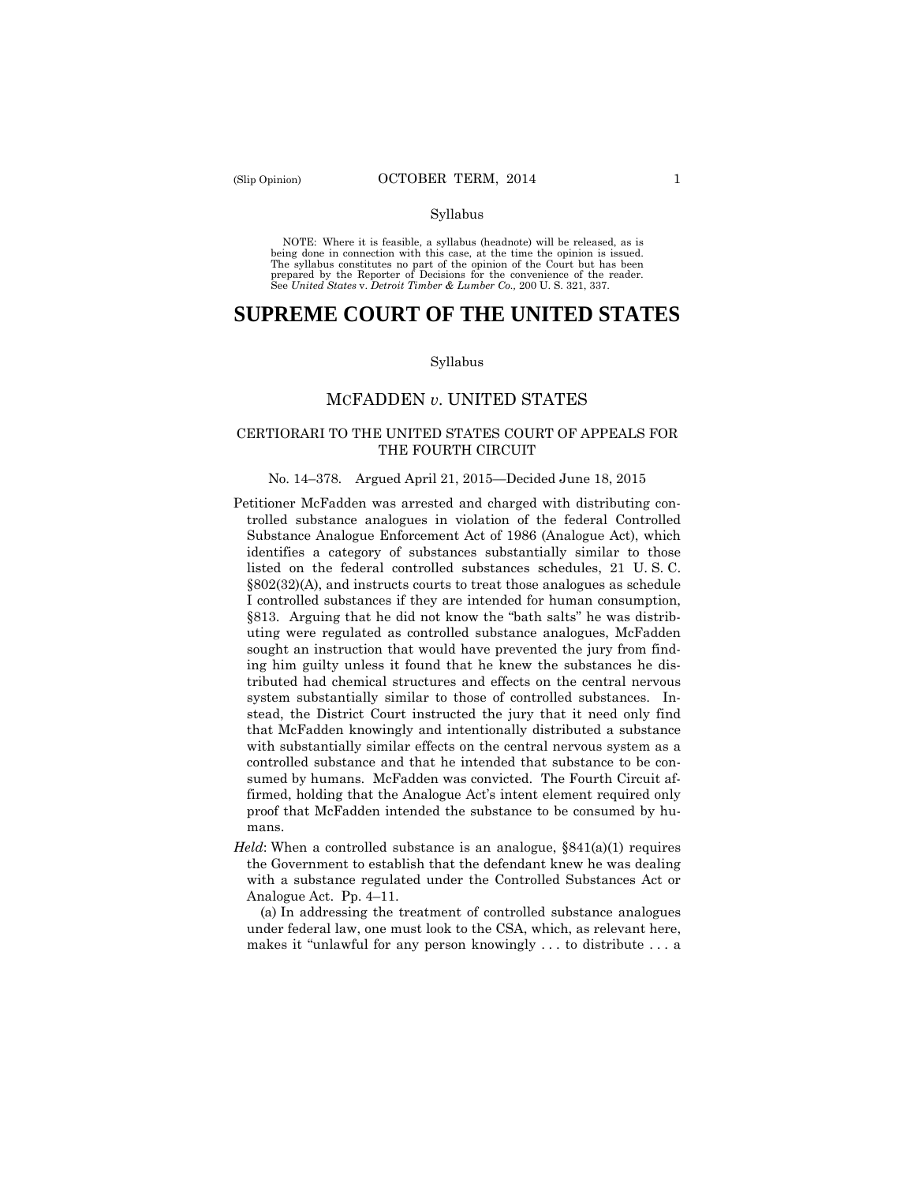Syllabus

NOTE: Where it is feasible, a syllabus (headnote) will be released, as is being done in connection with this case, at the time the opinion is issued. The syllabus constitutes no part of the opinion of the Court but has been prepared by the Reporter of Decisions for the convenience of the reader. See *United States* v. *Detroit Timber & Lumber Co.,* 200 U. S. 321, 337.

# SUPREME COURT OF THE UNITED STATES

Syllabus

## MCFADDEN *v.* UNITED STATES

### CERTIORARI TO THE UNITED STATES COURT OF APPEALS FOR THE FOURTH CIRCUIT

No. 14–378. Argued April 21, 2015—Decided June 18, 2015

Petitioner McFadden was arrested and charged with distributing controlled substance analogues in violation of the federal Controlled Substance Analogue Enforcement Act of 1986 (Analogue Act), which identifies a category of substances substantially similar to those listed on the federal controlled substances schedules, 21 U. S. C. §802(32)(A), and instructs courts to treat those analogues as schedule I controlled substances if they are intended for human consumption, §813. Arguing that he did not know the "bath salts" he was distributing were regulated as controlled substance analogues, McFadden sought an instruction that would have prevented the jury from finding him guilty unless it found that he knew the substances he distributed had chemical structures and effects on the central nervous system substantially similar to those of controlled substances. Instead, the District Court instructed the jury that it need only find that McFadden knowingly and intentionally distributed a substance with substantially similar effects on the central nervous system as a controlled substance and that he intended that substance to be consumed by humans. McFadden was convicted. The Fourth Circuit affirmed, holding that the Analogue Act's intent element required only proof that McFadden intended the substance to be consumed by humans.

*Held*: When a controlled substance is an analogue, §841(a)(1) requires the Government to establish that the defendant knew he was dealing with a substance regulated under the Controlled Substances Act or Analogue Act. Pp. 4–11.

(a) In addressing the treatment of controlled substance analogues under federal law, one must look to the CSA, which, as relevant here, makes it "unlawful for any person knowingly . . . to distribute . . . a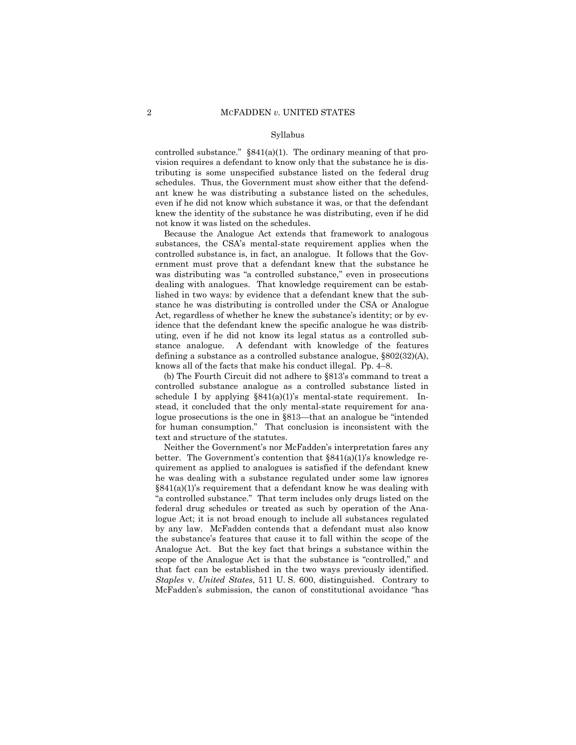controlled substance." §841(a)(1). The ordinary meaning of that provision requires a defendant to know only that the substance he is distributing is some unspecified substance listed on the federal drug schedules. Thus, the Government must show either that the defendant knew he was distributing a substance listed on the schedules, even if he did not know which substance it was, or that the defendant knew the identity of the substance he was distributing, even if he did not know it was listed on the schedules.

Because the Analogue Act extends that framework to analogous substances, the CSA's mental-state requirement applies when the controlled substance is, in fact, an analogue. It follows that the Government must prove that a defendant knew that the substance he was distributing was "a controlled substance," even in prosecutions dealing with analogues. That knowledge requirement can be established in two ways: by evidence that a defendant knew that the substance he was distributing is controlled under the CSA or Analogue Act, regardless of whether he knew the substance's identity; or by evidence that the defendant knew the specific analogue he was distributing, even if he did not know its legal status as a controlled substance analogue. A defendant with knowledge of the features defining a substance as a controlled substance analogue, §802(32)(A), knows all of the facts that make his conduct illegal. Pp. 4–8.

(b) The Fourth Circuit did not adhere to §813's command to treat a controlled substance analogue as a controlled substance listed in schedule I by applying §841(a)(1)'s mental-state requirement. Instead, it concluded that the only mental-state requirement for analogue prosecutions is the one in §813—that an analogue be "intended for human consumption." That conclusion is inconsistent with the text and structure of the statutes.

Neither the Government's nor McFadden's interpretation fares any better. The Government's contention that §841(a)(1)'s knowledge requirement as applied to analogues is satisfied if the defendant knew he was dealing with a substance regulated under some law ignores §841(a)(1)'s requirement that a defendant know he was dealing with "a controlled substance." That term includes only drugs listed on the federal drug schedules or treated as such by operation of the Analogue Act; it is not broad enough to include all substances regulated by any law. McFadden contends that a defendant must also know the substance's features that cause it to fall within the scope of the Analogue Act. But the key fact that brings a substance within the scope of the Analogue Act is that the substance is "controlled," and that fact can be established in the two ways previously identified. *Staples* v. *United States*, 511 U. S. 600, distinguished. Contrary to McFadden's submission, the canon of constitutional avoidance "has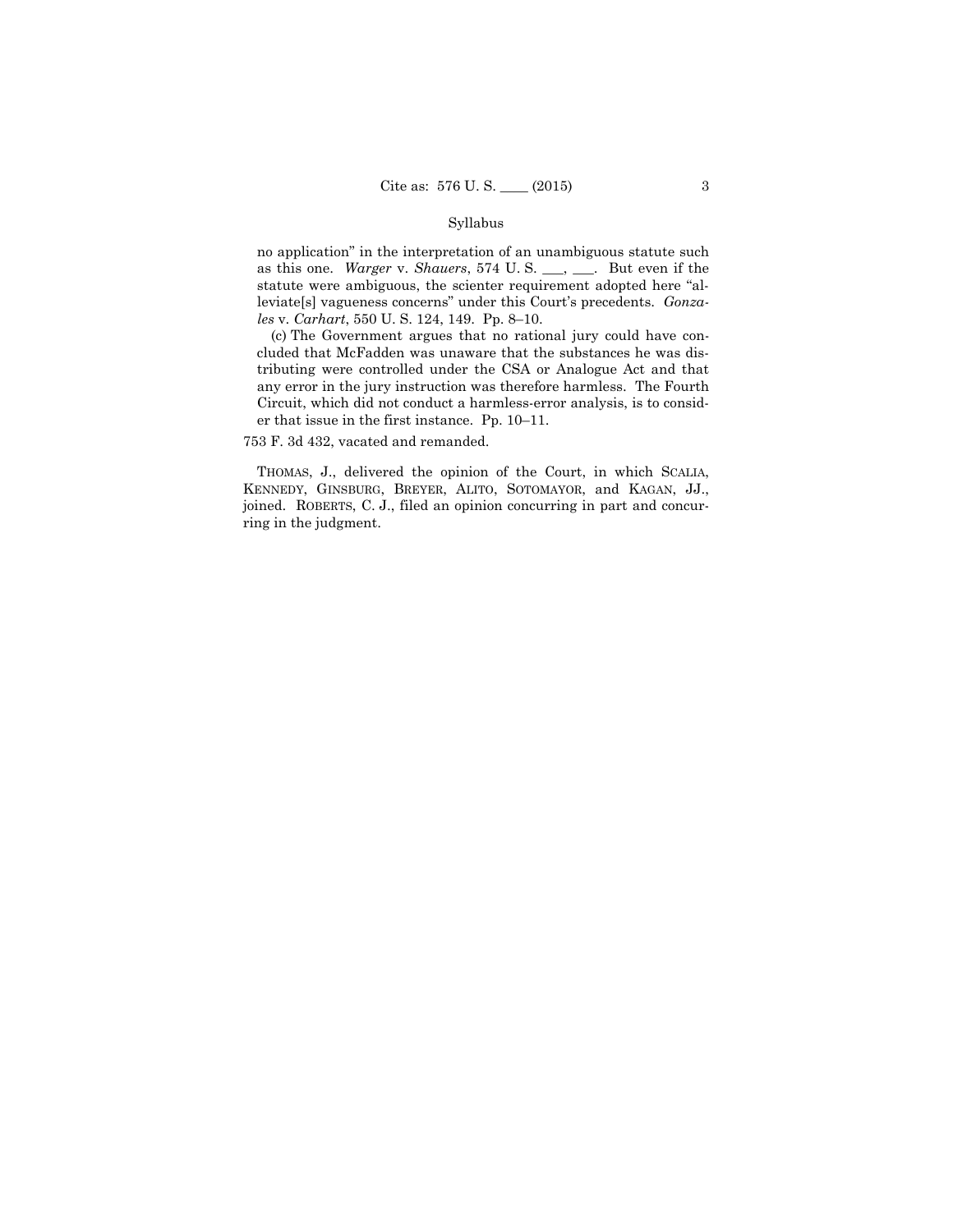no application" in the interpretation of an unambiguous statute such as this one. *Warger* v. *Shauers*, 574 U. S. ___, ___. But even if the statute were ambiguous, the scienter requirement adopted here "alleviate[s] vagueness concerns" under this Court's precedents. *Gonzales* v. *Carhart*, 550 U. S. 124, 149. Pp. 8–10.

(c) The Government argues that no rational jury could have concluded that McFadden was unaware that the substances he was distributing were controlled under the CSA or Analogue Act and that any error in the jury instruction was therefore harmless. The Fourth Circuit, which did not conduct a harmless-error analysis, is to consider that issue in the first instance. Pp. 10–11.

753 F. 3d 432, vacated and remanded.

THOMAS, J., delivered the opinion of the Court, in which SCALIA, KENNEDY, GINSBURG, BREYER, ALITO, SOTOMAYOR, and KAGAN, JJ., joined. ROBERTS, C. J., filed an opinion concurring in part and concurring in the judgment.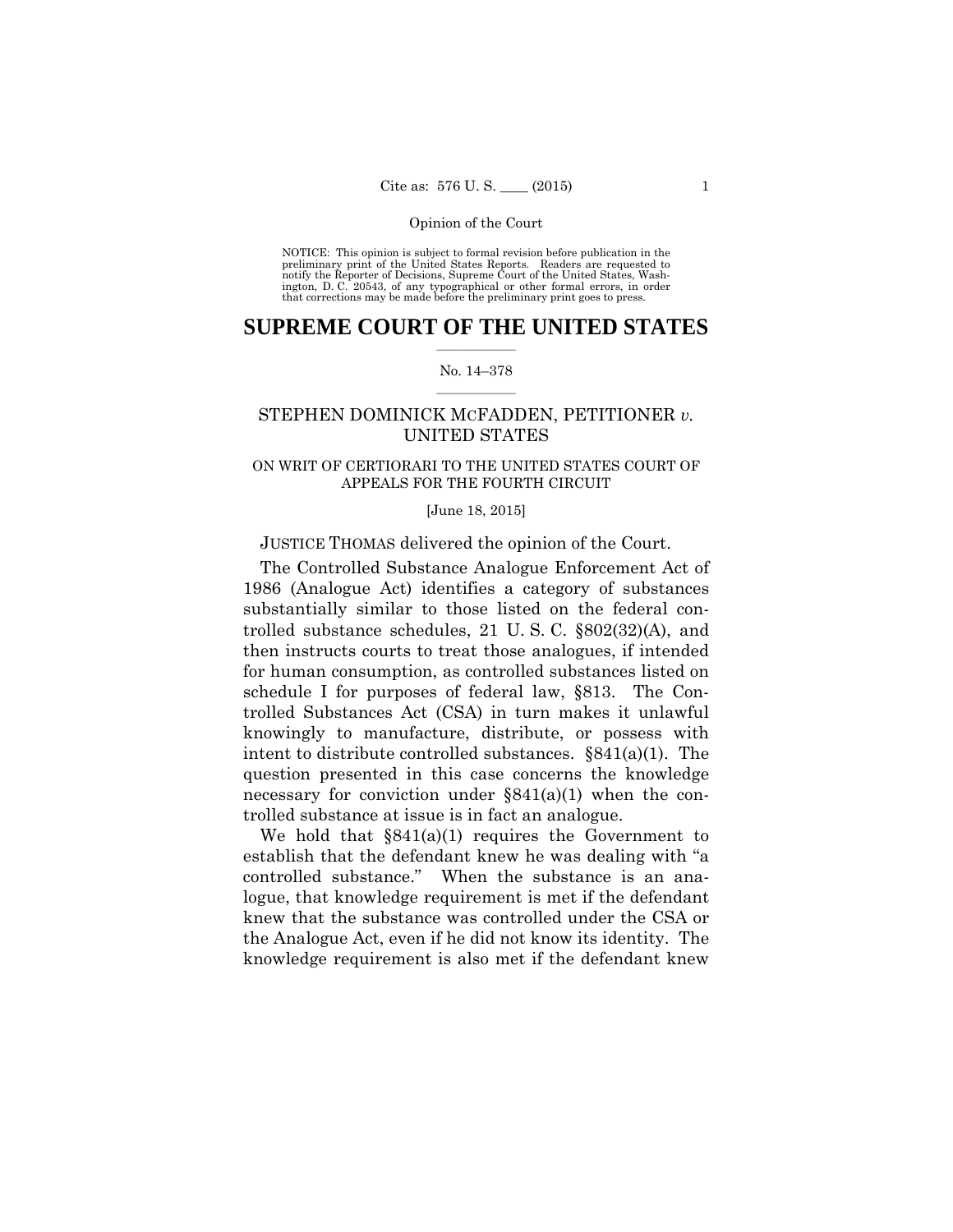NOTICE: This opinion is subject to formal revision before publication in the preliminary print of the United States Reports. Readers are requested to notify the Reporter of Decisions, Supreme Court of the United States, Washington, D. C. 20543, of any typographical or other formal errors, in order that corrections may be made before the preliminary print goes to press.

# SUPREME COURT OF THE UNITED STATES

No. 14–378

STEPHEN DOMINICK MCFADDEN, PETITIONER *v.* UNITED STATES

ON WRIT OF CERTIORARI TO THE UNITED STATES COURT OF APPEALS FOR THE FOURTH CIRCUIT

[June 18, 2015]

JUSTICE THOMAS delivered the opinion of the Court.

The Controlled Substance Analogue Enforcement Act of 1986 (Analogue Act) identifies a category of substances substantially similar to those listed on the federal controlled substance schedules, 21 U. S. C. §802(32)(A), and then instructs courts to treat those analogues, if intended for human consumption, as controlled substances listed on schedule I for purposes of federal law, §813. The Controlled Substances Act (CSA) in turn makes it unlawful knowingly to manufacture, distribute, or possess with intent to distribute controlled substances. §841(a)(1). The question presented in this case concerns the knowledge necessary for conviction under §841(a)(1) when the controlled substance at issue is in fact an analogue.

We hold that §841(a)(1) requires the Government to establish that the defendant knew he was dealing with "a controlled substance." When the substance is an analogue, that knowledge requirement is met if the defendant knew that the substance was controlled under the CSA or the Analogue Act, even if he did not know its identity. The knowledge requirement is also met if the defendant knew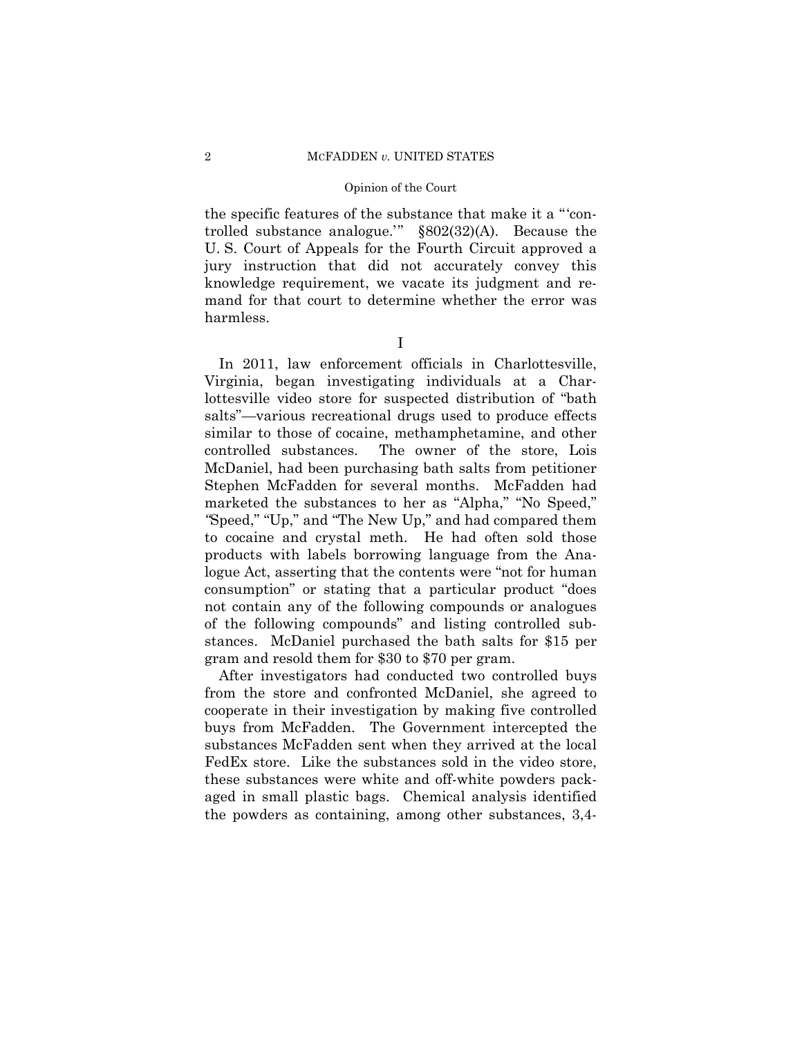the specific features of the substance that make it a "'controlled substance analogue.'" §802(32)(A). Because the U. S. Court of Appeals for the Fourth Circuit approved a jury instruction that did not accurately convey this knowledge requirement, we vacate its judgment and remand for that court to determine whether the error was harmless.

## I

In 2011, law enforcement officials in Charlottesville, Virginia, began investigating individuals at a Charlottesville video store for suspected distribution of "bath salts"—various recreational drugs used to produce effects similar to those of cocaine, methamphetamine, and other controlled substances. The owner of the store, Lois McDaniel, had been purchasing bath salts from petitioner Stephen McFadden for several months. McFadden had marketed the substances to her as "Alpha," "No Speed," "Speed," "Up," and "The New Up," and had compared them to cocaine and crystal meth. He had often sold those products with labels borrowing language from the Analogue Act, asserting that the contents were "not for human consumption" or stating that a particular product "does not contain any of the following compounds or analogues of the following compounds" and listing controlled substances. McDaniel purchased the bath salts for $15 per gram and resold them for $30 to $70 per gram.

After investigators had conducted two controlled buys from the store and confronted McDaniel, she agreed to cooperate in their investigation by making five controlled buys from McFadden. The Government intercepted the substances McFadden sent when they arrived at the local FedEx store. Like the substances sold in the video store, these substances were white and off-white powders packaged in small plastic bags. Chemical analysis identified the powders as containing, among other substances, 3,4-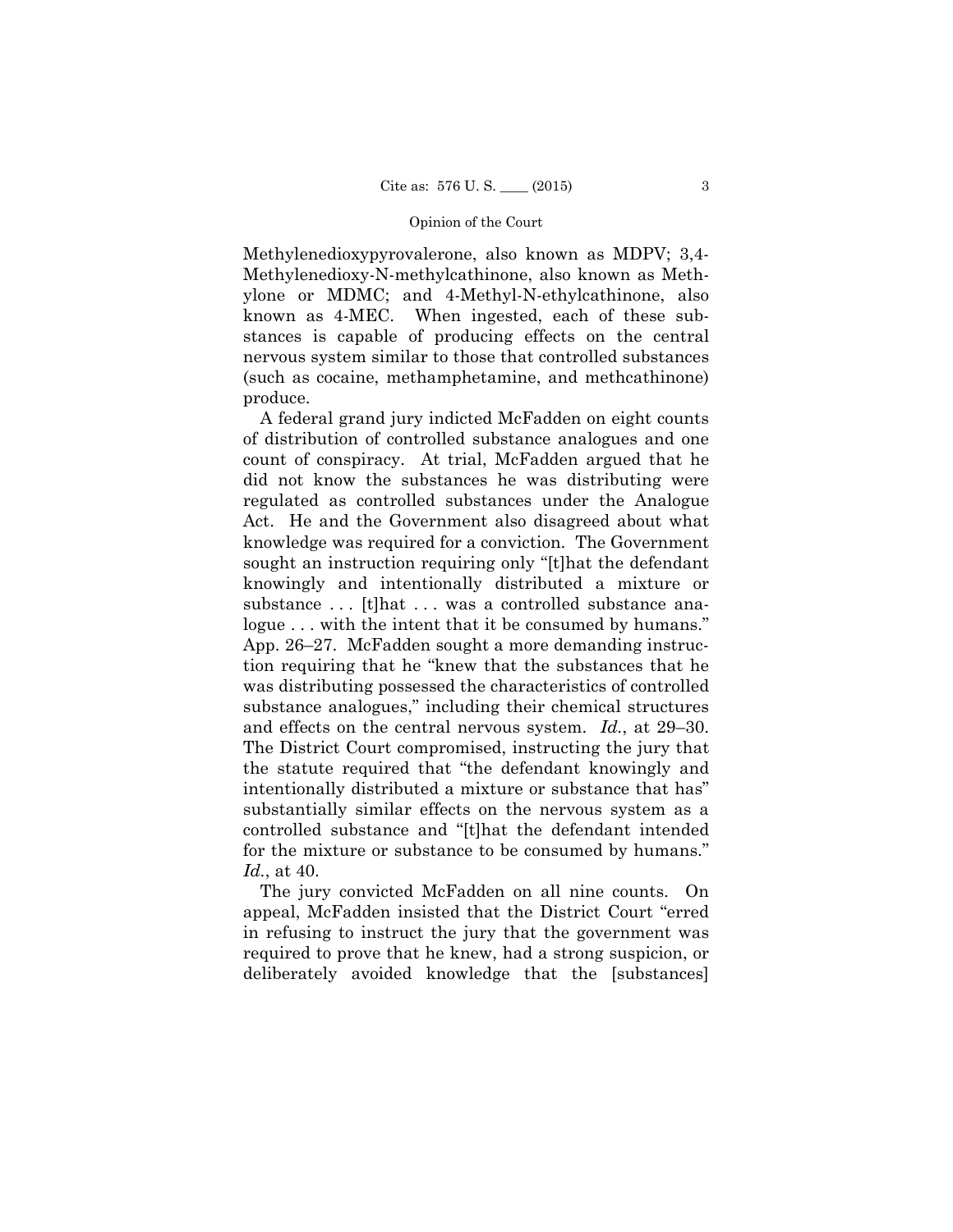Methylenedioxypyrovalerone, also known as MDPV; 3,4-Methylenedioxy-N-methylcathinone, also known as Methylone or MDMC; and 4-Methyl-N-ethylcathinone, also known as 4-MEC. When ingested, each of these substances is capable of producing effects on the central nervous system similar to those that controlled substances (such as cocaine, methamphetamine, and methcathinone) produce.

A federal grand jury indicted McFadden on eight counts of distribution of controlled substance analogues and one count of conspiracy. At trial, McFadden argued that he did not know the substances he was distributing were regulated as controlled substances under the Analogue Act. He and the Government also disagreed about what knowledge was required for a conviction. The Government sought an instruction requiring only "[t]hat the defendant knowingly and intentionally distributed a mixture or substance . . . [t]hat . . . was a controlled substance analogue . . . with the intent that it be consumed by humans." App. 26–27. McFadden sought a more demanding instruction requiring that he "knew that the substances that he was distributing possessed the characteristics of controlled substance analogues," including their chemical structures and effects on the central nervous system. *Id.*, at 29–30. The District Court compromised, instructing the jury that the statute required that "the defendant knowingly and intentionally distributed a mixture or substance that has" substantially similar effects on the nervous system as a controlled substance and "[t]hat the defendant intended for the mixture or substance to be consumed by humans." *Id.*, at 40.

The jury convicted McFadden on all nine counts. On appeal, McFadden insisted that the District Court "erred in refusing to instruct the jury that the government was required to prove that he knew, had a strong suspicion, or deliberately avoided knowledge that the [substances]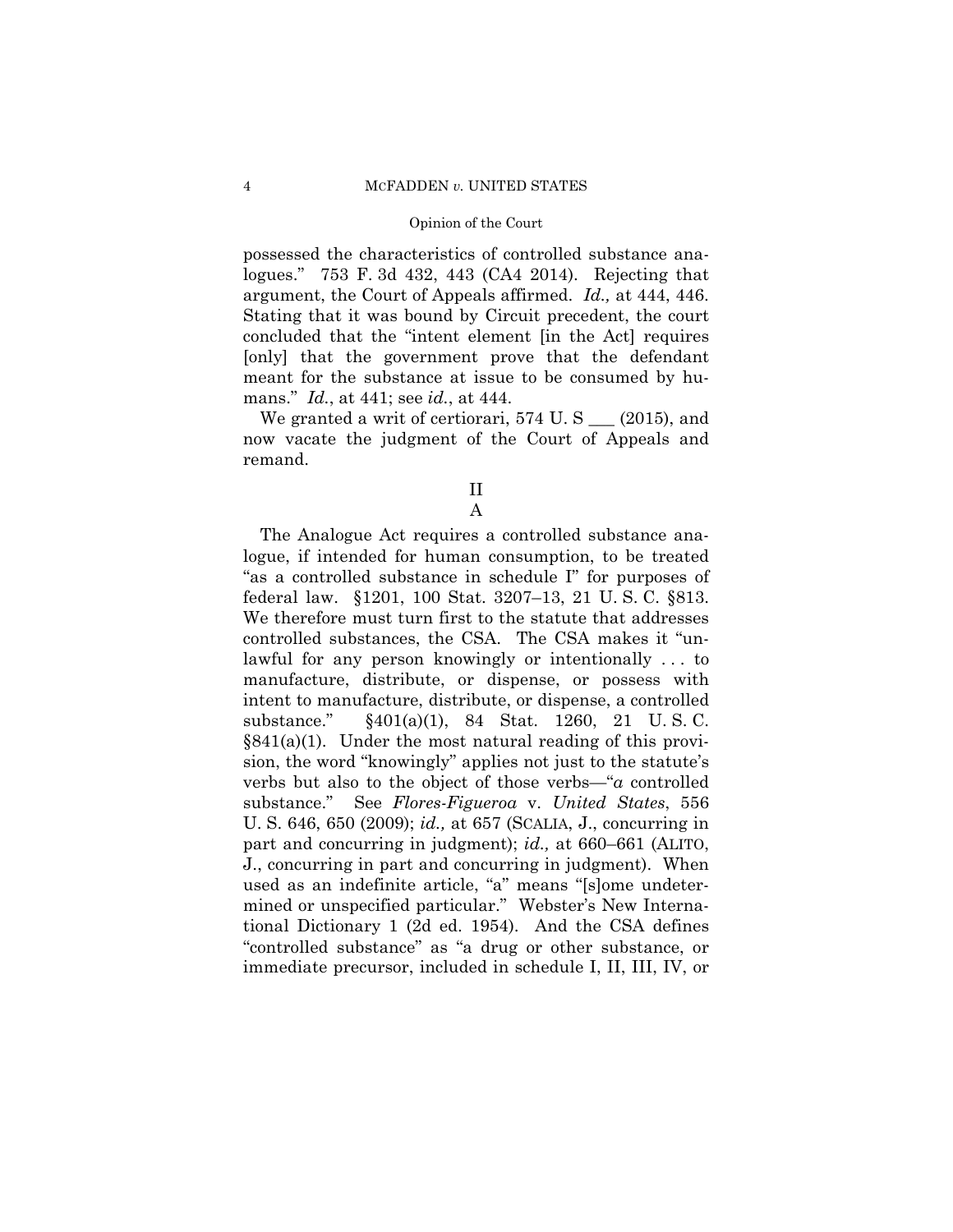possessed the characteristics of controlled substance analogues." 753 F. 3d 432, 443 (CA4 2014). Rejecting that argument, the Court of Appeals affirmed. *Id.,* at 444, 446. Stating that it was bound by Circuit precedent, the court concluded that the "intent element [in the Act] requires [only] that the government prove that the defendant meant for the substance at issue to be consumed by humans." *Id.*, at 441; see *id.*, at 444.

We granted a writ of certiorari, 574 U. S ___ (2015), and now vacate the judgment of the Court of Appeals and remand.

## II

### A

The Analogue Act requires a controlled substance analogue, if intended for human consumption, to be treated "as a controlled substance in schedule I" for purposes of federal law. §1201, 100 Stat. 3207–13, 21 U. S. C. §813. We therefore must turn first to the statute that addresses controlled substances, the CSA. The CSA makes it "unlawful for any person knowingly or intentionally . . . to manufacture, distribute, or dispense, or possess with intent to manufacture, distribute, or dispense, a controlled substance." §401(a)(1), 84 Stat. 1260, 21 U. S. C. §841(a)(1). Under the most natural reading of this provision, the word "knowingly" applies not just to the statute's verbs but also to the object of those verbs—"*a* controlled substance." See *Flores-Figueroa* v. *United States*, 556 U. S. 646, 650 (2009); *id.,* at 657 (SCALIA, J., concurring in part and concurring in judgment); *id.,* at 660–661 (ALITO, J., concurring in part and concurring in judgment). When used as an indefinite article, "a" means "[s]ome undetermined or unspecified particular." Webster's New International Dictionary 1 (2d ed. 1954). And the CSA defines "controlled substance" as "a drug or other substance, or immediate precursor, included in schedule I, II, III, IV, or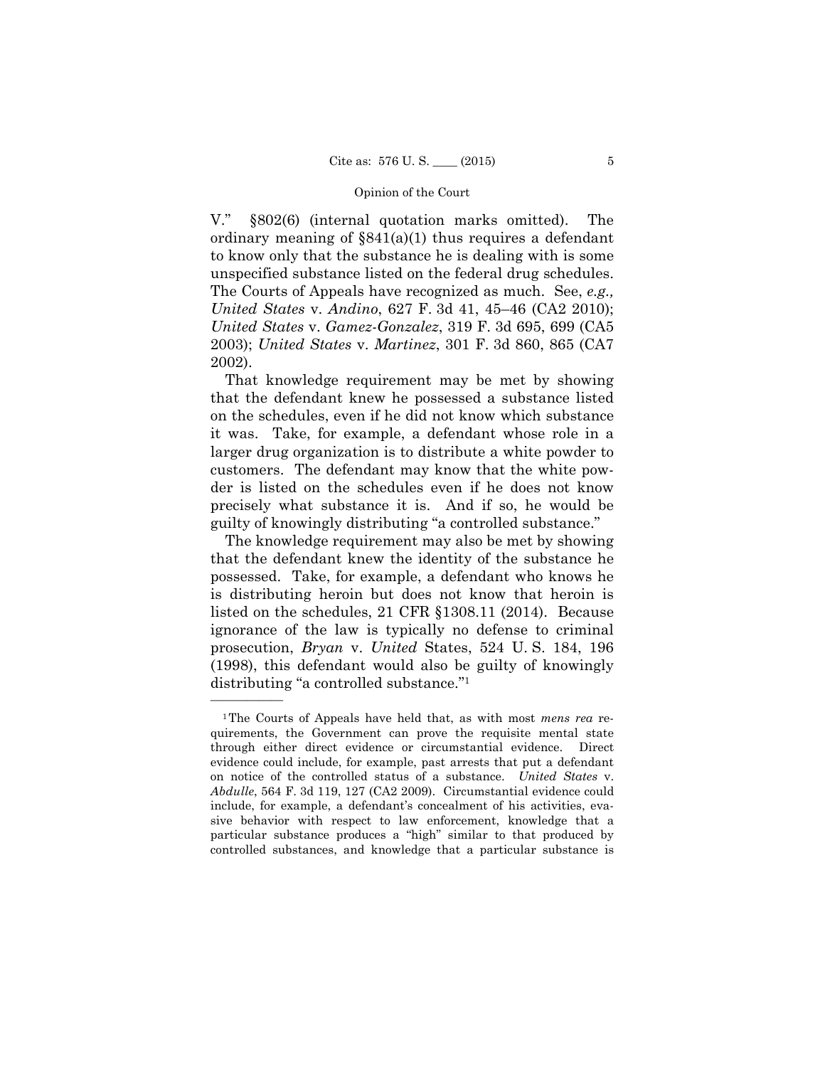V." §802(6) (internal quotation marks omitted). The ordinary meaning of §841(a)(1) thus requires a defendant to know only that the substance he is dealing with is some unspecified substance listed on the federal drug schedules. The Courts of Appeals have recognized as much. See, *e.g., United States* v. *Andino*, 627 F. 3d 41, 45–46 (CA2 2010); *United States* v. *Gamez-Gonzalez*, 319 F. 3d 695, 699 (CA5 2003); *United States* v. *Martinez*, 301 F. 3d 860, 865 (CA7 2002).

That knowledge requirement may be met by showing that the defendant knew he possessed a substance listed on the schedules, even if he did not know which substance it was. Take, for example, a defendant whose role in a larger drug organization is to distribute a white powder to customers. The defendant may know that the white powder is listed on the schedules even if he does not know precisely what substance it is. And if so, he would be guilty of knowingly distributing "a controlled substance."

The knowledge requirement may also be met by showing that the defendant knew the identity of the substance he possessed. Take, for example, a defendant who knows he is distributing heroin but does not know that heroin is listed on the schedules, 21 CFR §1308.11 (2014). Because ignorance of the law is typically no defense to criminal prosecution, *Bryan* v. *United* States, 524 U. S. 184, 196 (1998), this defendant would also be guilty of knowingly distributing "a controlled substance."[1]

---

[1] The Courts of Appeals have held that, as with most *mens rea* requirements, the Government can prove the requisite mental state through either direct evidence or circumstantial evidence. Direct evidence could include, for example, past arrests that put a defendant on notice of the controlled status of a substance. *United States* v. *Abdulle*, 564 F. 3d 119, 127 (CA2 2009). Circumstantial evidence could include, for example, a defendant's concealment of his activities, evasive behavior with respect to law enforcement, knowledge that a particular substance produces a "high" similar to that produced by controlled substances, and knowledge that a particular substance is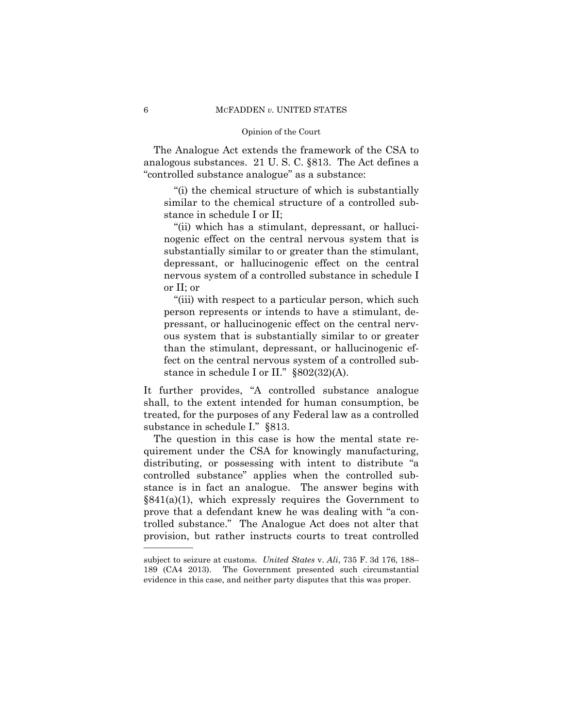The Analogue Act extends the framework of the CSA to analogous substances. 21 U. S. C. §813. The Act defines a "controlled substance analogue" as a substance:

> "(i) the chemical structure of which is substantially similar to the chemical structure of a controlled substance in schedule I or II;
>
> "(ii) which has a stimulant, depressant, or hallucinogenic effect on the central nervous system that is substantially similar to or greater than the stimulant, depressant, or hallucinogenic effect on the central nervous system of a controlled substance in schedule I or II; or
>
> "(iii) with respect to a particular person, which such person represents or intends to have a stimulant, depressant, or hallucinogenic effect on the central nervous system that is substantially similar to or greater than the stimulant, depressant, or hallucinogenic effect on the central nervous system of a controlled substance in schedule I or II." §802(32)(A).

It further provides, "A controlled substance analogue shall, to the extent intended for human consumption, be treated, for the purposes of any Federal law as a controlled substance in schedule I." §813.

The question in this case is how the mental state requirement under the CSA for knowingly manufacturing, distributing, or possessing with intent to distribute "a controlled substance" applies when the controlled substance is in fact an analogue. The answer begins with §841(a)(1), which expressly requires the Government to prove that a defendant knew he was dealing with "a controlled substance." The Analogue Act does not alter that provision, but rather instructs courts to treat controlled

---

subject to seizure at customs. *United States* v. *Ali*, 735 F. 3d 176, 188–189 (CA4 2013). The Government presented such circumstantial evidence in this case, and neither party disputes that this was proper.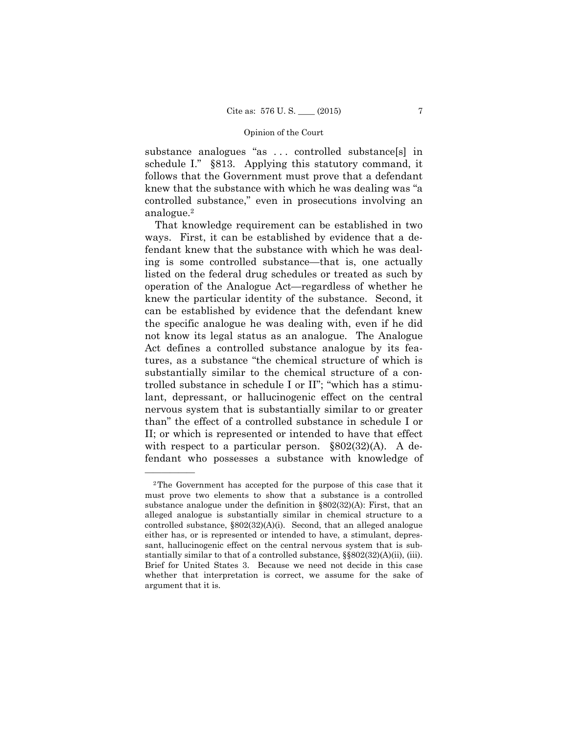substance analogues "as . . . controlled substance[s] in schedule I." §813. Applying this statutory command, it follows that the Government must prove that a defendant knew that the substance with which he was dealing was "a controlled substance," even in prosecutions involving an analogue.[2]

That knowledge requirement can be established in two ways. First, it can be established by evidence that a defendant knew that the substance with which he was dealing is some controlled substance—that is, one actually listed on the federal drug schedules or treated as such by operation of the Analogue Act—regardless of whether he knew the particular identity of the substance. Second, it can be established by evidence that the defendant knew the specific analogue he was dealing with, even if he did not know its legal status as an analogue. The Analogue Act defines a controlled substance analogue by its features, as a substance "the chemical structure of which is substantially similar to the chemical structure of a controlled substance in schedule I or II"; "which has a stimulant, depressant, or hallucinogenic effect on the central nervous system that is substantially similar to or greater than" the effect of a controlled substance in schedule I or II; or which is represented or intended to have that effect with respect to a particular person. §802(32)(A). A defendant who possesses a substance with knowledge of

---

[2] The Government has accepted for the purpose of this case that it must prove two elements to show that a substance is a controlled substance analogue under the definition in §802(32)(A): First, that an alleged analogue is substantially similar in chemical structure to a controlled substance, §802(32)(A)(i). Second, that an alleged analogue either has, or is represented or intended to have, a stimulant, depressant, hallucinogenic effect on the central nervous system that is substantially similar to that of a controlled substance, §§802(32)(A)(ii), (iii). Brief for United States 3. Because we need not decide in this case whether that interpretation is correct, we assume for the sake of argument that it is.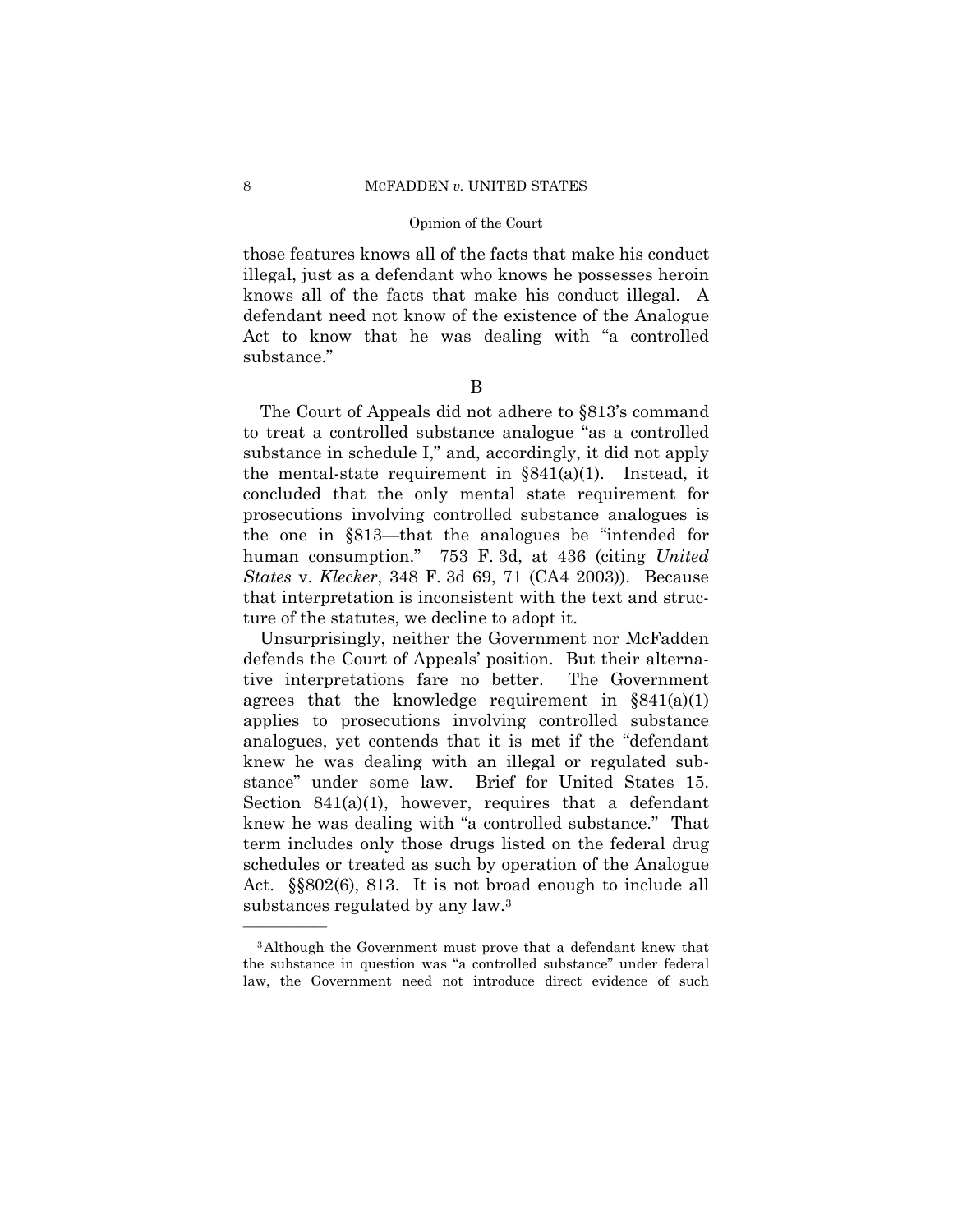those features knows all of the facts that make his conduct illegal, just as a defendant who knows he possesses heroin knows all of the facts that make his conduct illegal. A defendant need not know of the existence of the Analogue Act to know that he was dealing with "a controlled substance."

B

The Court of Appeals did not adhere to §813's command to treat a controlled substance analogue "as a controlled substance in schedule I," and, accordingly, it did not apply the mental-state requirement in §841(a)(1). Instead, it concluded that the only mental state requirement for prosecutions involving controlled substance analogues is the one in §813—that the analogues be "intended for human consumption." 753 F. 3d, at 436 (citing *United States* v. *Klecker*, 348 F. 3d 69, 71 (CA4 2003)). Because that interpretation is inconsistent with the text and structure of the statutes, we decline to adopt it.

Unsurprisingly, neither the Government nor McFadden defends the Court of Appeals' position. But their alternative interpretations fare no better. The Government agrees that the knowledge requirement in §841(a)(1) applies to prosecutions involving controlled substance analogues, yet contends that it is met if the "defendant knew he was dealing with an illegal or regulated substance" under some law. Brief for United States 15. Section 841(a)(1), however, requires that a defendant knew he was dealing with "a controlled substance." That term includes only those drugs listed on the federal drug schedules or treated as such by operation of the Analogue Act. §§802(6), 813. It is not broad enough to include all substances regulated by any law.[3]

---

[3] Although the Government must prove that a defendant knew that the substance in question was "a controlled substance" under federal law, the Government need not introduce direct evidence of such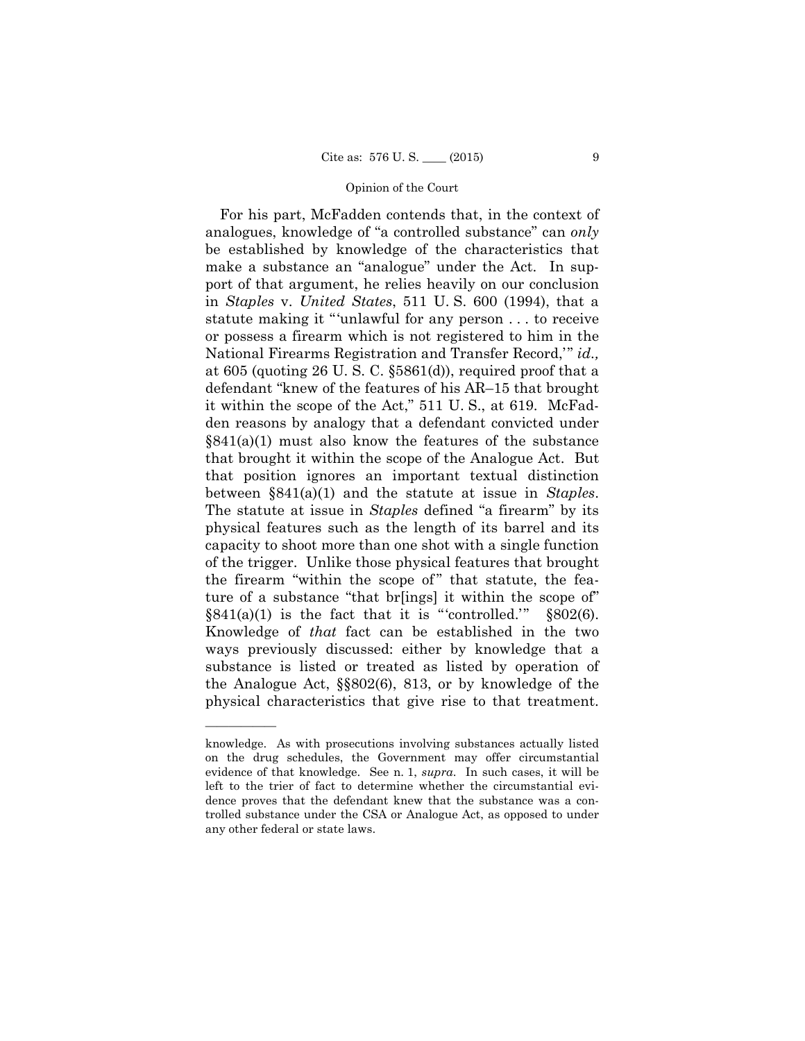For his part, McFadden contends that, in the context of analogues, knowledge of "a controlled substance" can *only* be established by knowledge of the characteristics that make a substance an "analogue" under the Act. In support of that argument, he relies heavily on our conclusion in *Staples* v. *United States*, 511 U. S. 600 (1994), that a statute making it "'unlawful for any person . . . to receive or possess a firearm which is not registered to him in the National Firearms Registration and Transfer Record,'" *id.,* at 605 (quoting 26 U. S. C. §5861(d)), required proof that a defendant "knew of the features of his AR–15 that brought it within the scope of the Act," 511 U. S., at 619. McFadden reasons by analogy that a defendant convicted under §841(a)(1) must also know the features of the substance that brought it within the scope of the Analogue Act. But that position ignores an important textual distinction between §841(a)(1) and the statute at issue in *Staples*. The statute at issue in *Staples* defined "a firearm" by its physical features such as the length of its barrel and its capacity to shoot more than one shot with a single function of the trigger. Unlike those physical features that brought the firearm "within the scope of" that statute, the feature of a substance "that br[ings] it within the scope of" §841(a)(1) is the fact that it is "'controlled.'" §802(6). Knowledge of *that* fact can be established in the two ways previously discussed: either by knowledge that a substance is listed or treated as listed by operation of the Analogue Act, §§802(6), 813, or by knowledge of the physical characteristics that give rise to that treatment.

---

knowledge. As with prosecutions involving substances actually listed on the drug schedules, the Government may offer circumstantial evidence of that knowledge. See n. 1, *supra*. In such cases, it will be left to the trier of fact to determine whether the circumstantial evidence proves that the defendant knew that the substance was a controlled substance under the CSA or Analogue Act, as opposed to under any other federal or state laws.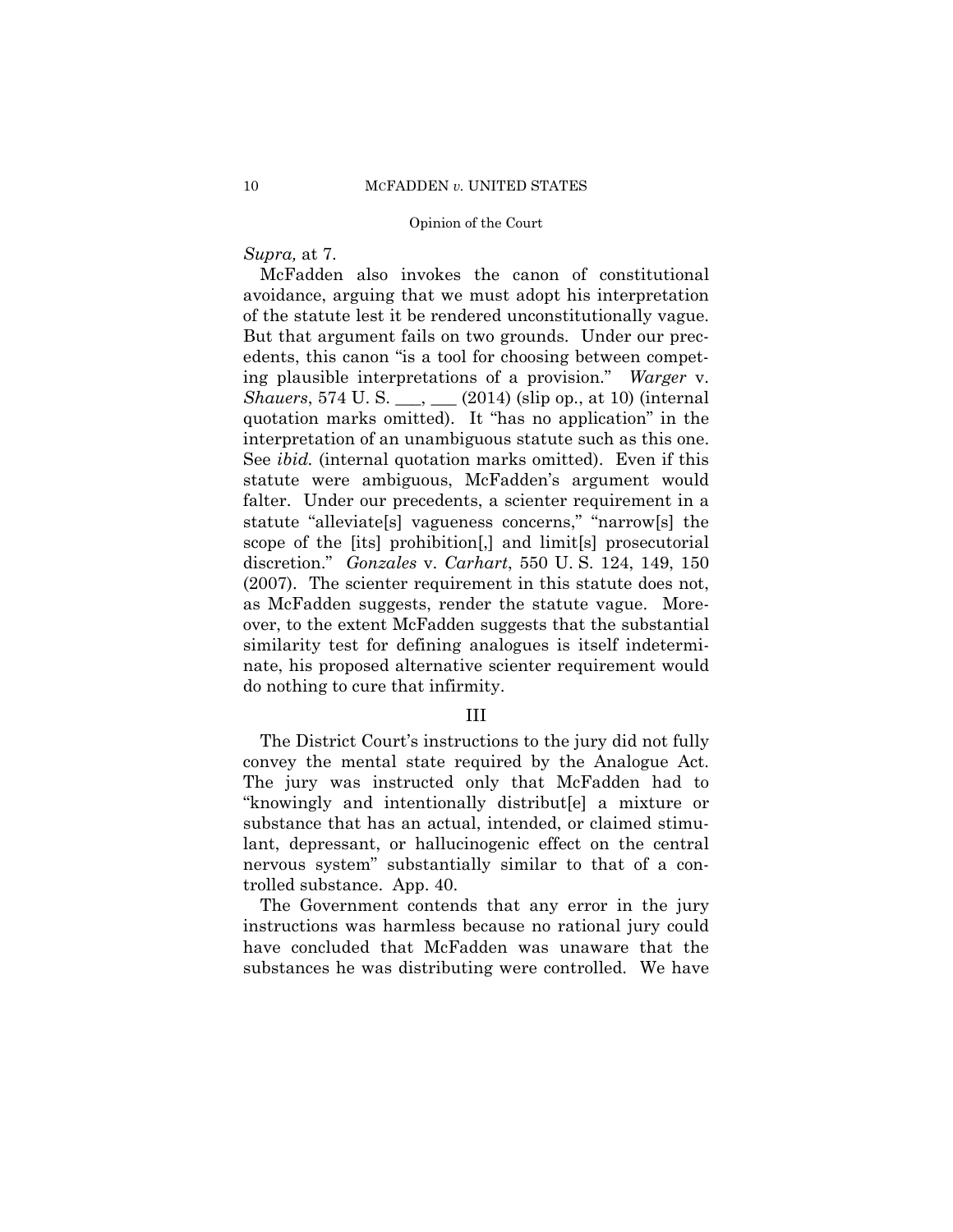*Supra,* at 7.

McFadden also invokes the canon of constitutional avoidance, arguing that we must adopt his interpretation of the statute lest it be rendered unconstitutionally vague. But that argument fails on two grounds. Under our precedents, this canon "is a tool for choosing between competing plausible interpretations of a provision." *Warger* v. *Shauers*, 574 U. S. ___, ___ (2014) (slip op., at 10) (internal quotation marks omitted). It "has no application" in the interpretation of an unambiguous statute such as this one. See *ibid.* (internal quotation marks omitted). Even if this statute were ambiguous, McFadden's argument would falter. Under our precedents, a scienter requirement in a statute "alleviate[s] vagueness concerns," "narrow[s] the scope of the [its] prohibition[,] and limit[s] prosecutorial discretion." *Gonzales* v. *Carhart*, 550 U. S. 124, 149, 150 (2007). The scienter requirement in this statute does not, as McFadden suggests, render the statute vague. Moreover, to the extent McFadden suggests that the substantial similarity test for defining analogues is itself indeterminate, his proposed alternative scienter requirement would do nothing to cure that infirmity.

## III

The District Court's instructions to the jury did not fully convey the mental state required by the Analogue Act. The jury was instructed only that McFadden had to "knowingly and intentionally distribut[e] a mixture or substance that has an actual, intended, or claimed stimulant, depressant, or hallucinogenic effect on the central nervous system" substantially similar to that of a controlled substance. App. 40.

The Government contends that any error in the jury instructions was harmless because no rational jury could have concluded that McFadden was unaware that the substances he was distributing were controlled. We have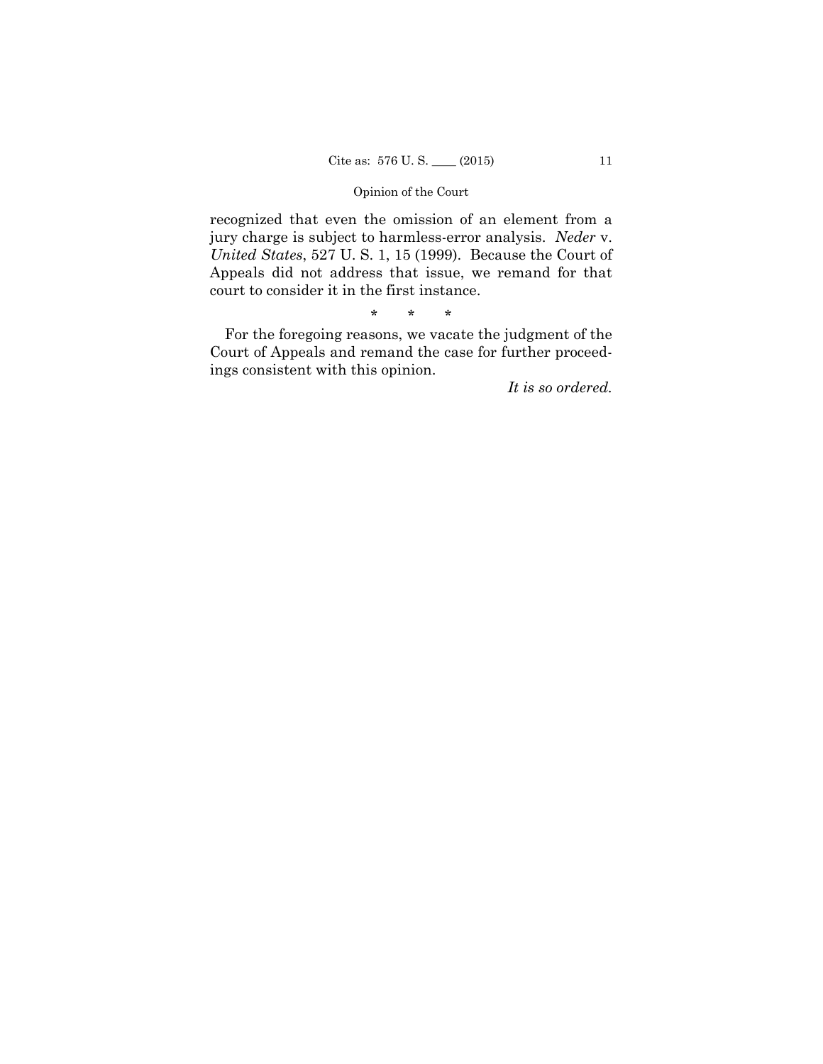recognized that even the omission of an element from a jury charge is subject to harmless-error analysis. *Neder* v. *United States*, 527 U. S. 1, 15 (1999). Because the Court of Appeals did not address that issue, we remand for that court to consider it in the first instance.

\* \* \*

For the foregoing reasons, we vacate the judgment of the Court of Appeals and remand the case for further proceedings consistent with this opinion.

*It is so ordered.*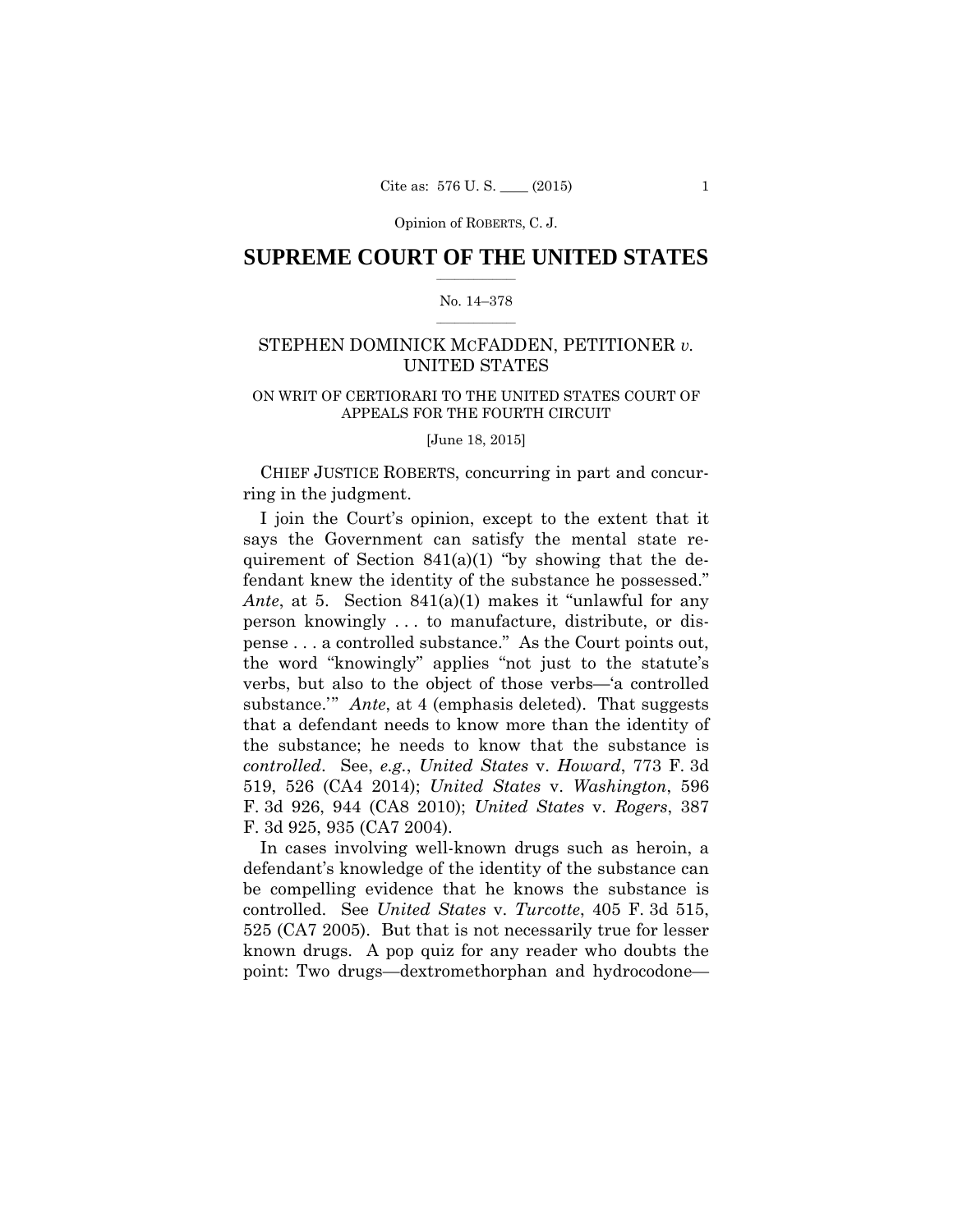Opinion of ROBERTS, C. J.

# SUPREME COURT OF THE UNITED STATES

No. 14–378

## STEPHEN DOMINICK MCFADDEN, PETITIONER *v.* UNITED STATES

ON WRIT OF CERTIORARI TO THE UNITED STATES COURT OF APPEALS FOR THE FOURTH CIRCUIT

[June 18, 2015]

CHIEF JUSTICE ROBERTS, concurring in part and concurring in the judgment.

I join the Court's opinion, except to the extent that it says the Government can satisfy the mental state requirement of Section 841(a)(1) "by showing that the defendant knew the identity of the substance he possessed." *Ante*, at 5. Section 841(a)(1) makes it "unlawful for any person knowingly . . . to manufacture, distribute, or dispense . . . a controlled substance." As the Court points out, the word "knowingly" applies "not just to the statute's verbs, but also to the object of those verbs—'a controlled substance.'" *Ante*, at 4 (emphasis deleted). That suggests that a defendant needs to know more than the identity of the substance; he needs to know that the substance is *controlled*. See, *e.g.*, *United States* v. *Howard*, 773 F. 3d 519, 526 (CA4 2014); *United States* v. *Washington*, 596 F. 3d 926, 944 (CA8 2010); *United States* v. *Rogers*, 387 F. 3d 925, 935 (CA7 2004).

In cases involving well-known drugs such as heroin, a defendant's knowledge of the identity of the substance can be compelling evidence that he knows the substance is controlled. See *United States* v. *Turcotte*, 405 F. 3d 515, 525 (CA7 2005). But that is not necessarily true for lesser known drugs. A pop quiz for any reader who doubts the point: Two drugs—dextromethorphan and hydrocodone—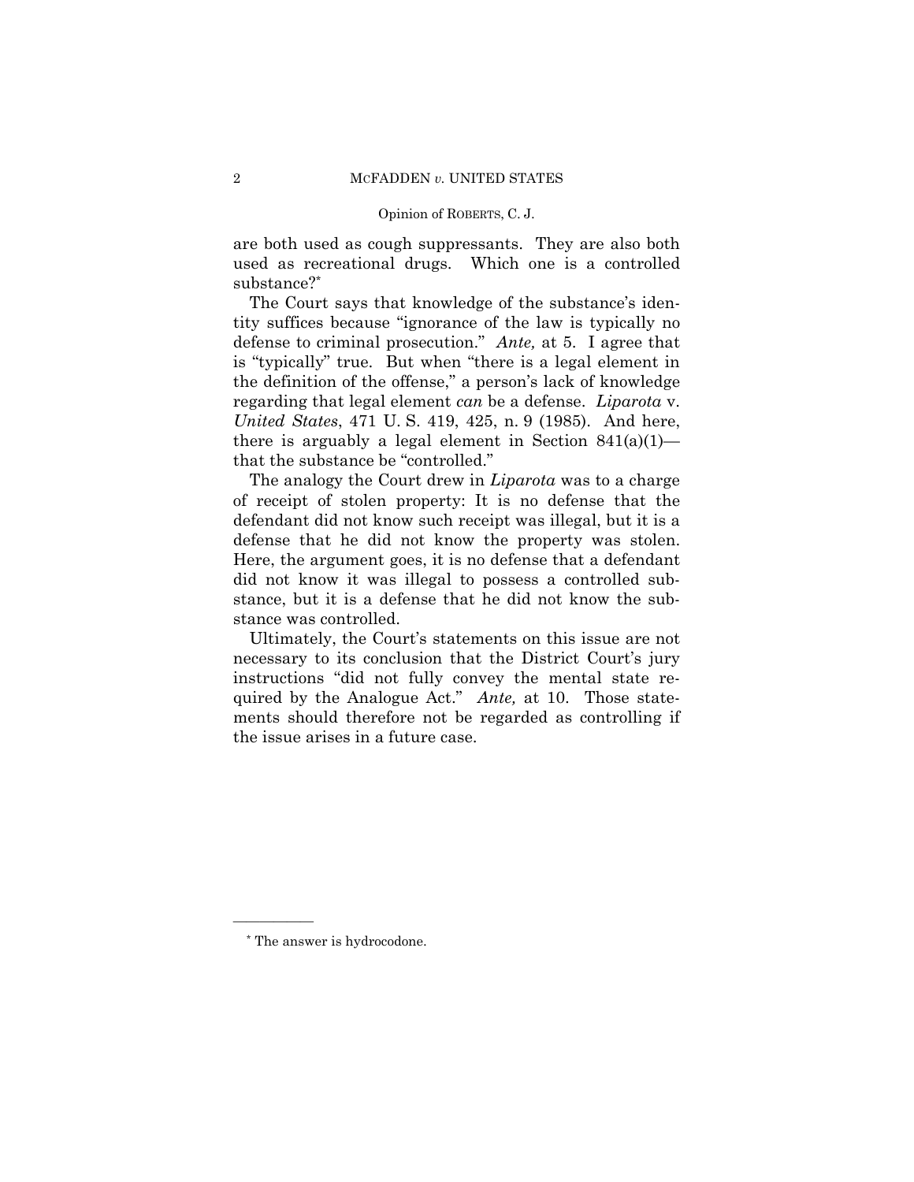are both used as cough suppressants. They are also both used as recreational drugs. Which one is a controlled substance?*

The Court says that knowledge of the substance's identity suffices because "ignorance of the law is typically no defense to criminal prosecution." *Ante,* at 5. I agree that is "typically" true. But when "there is a legal element in the definition of the offense," a person's lack of knowledge regarding that legal element *can* be a defense. *Liparota* v. *United States*, 471 U. S. 419, 425, n. 9 (1985). And here, there is arguably a legal element in Section 841(a)(1)—that the substance be "controlled."

The analogy the Court drew in *Liparota* was to a charge of receipt of stolen property: It is no defense that the defendant did not know such receipt was illegal, but it is a defense that he did not know the property was stolen. Here, the argument goes, it is no defense that a defendant did not know it was illegal to possess a controlled substance, but it is a defense that he did not know the substance was controlled.

Ultimately, the Court's statements on this issue are not necessary to its conclusion that the District Court's jury instructions "did not fully convey the mental state required by the Analogue Act." *Ante,* at 10. Those statements should therefore not be regarded as controlling if the issue arises in a future case.

---

* The answer is hydrocodone.